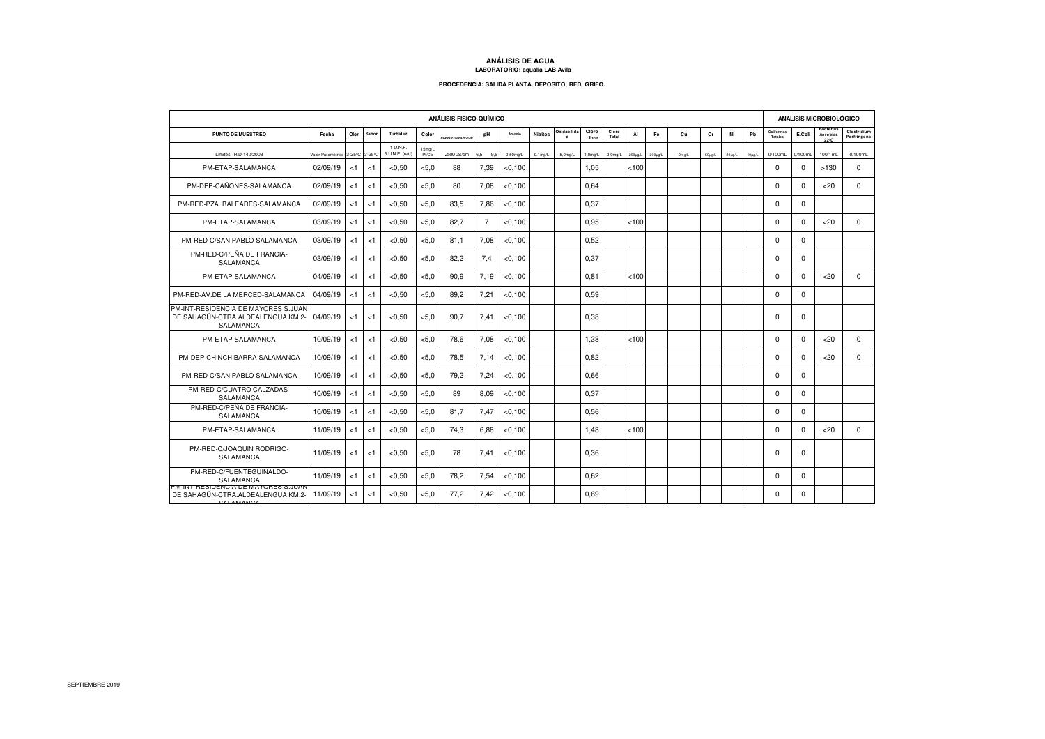# ANÁLISIS DE AGUA

**LABORATORIO: aqualia LAB Avila**

**PROCEDENCIA: SALIDA PLANTA, DEPOSITO, RED, GRIFO.**

| ANÁLISIS FISICO-QUÍMICO | | | | | | | | | | | | | | | | | | | | | ANALISIS MICROBIOLÓGICO | | | |
|---|---|---|---|---|---|---|---|---|---|---|---|---|---|---|---|---|---|---|---|---|---|---|---|---|
| PUNTO DE MUESTREO | Fecha | Olor | Sabor | Turbidez | Color | Conductividad 25ºC | pH | Amonio | Nitritos | Oxidabilidad | Cloro Libre | Cloro Total | Al | Fe | Cu | Cr | Ni | Pb | Coliformes Totales | E.Coli | Bacterias Aerobias 22ºC | Clostridium Perfringens |
| Límites R.D 140/2003 | Valor Paramétrico | 3-25ºC | 3-25ºC | 1 U.N.F. 5 U.N.F. (red) | 15mg/L Pt/Co | 2500µS/cm | 6,5 9,5 | 0,50mg/L | 0,1mg/L | 5,0mg/L | 1,0mg/L | 2,0mg/L | 200µg/L | 200µg/L | 2mg/L | 50µg/L | 20µg/L | 10µg/L | 0/100mL | 0/100mL | 100/1mL | 0/100mL |
| PM-ETAP-SALAMANCA | 02/09/19 | <1 | <1 | <0,50 | <5,0 | 88 | 7,39 | <0,100 | | | 1,05 | | <100 | | | | | | 0 | 0 | >130 | 0 |
| PM-DEP-CAÑONES-SALAMANCA | 02/09/19 | <1 | <1 | <0,50 | <5,0 | 80 | 7,08 | <0,100 | | | 0,64 | | | | | | | | 0 | 0 | <20 | 0 |
| PM-RED-PZA. BALEARES-SALAMANCA | 02/09/19 | <1 | <1 | <0,50 | <5,0 | 83,5 | 7,86 | <0,100 | | | 0,37 | | | | | | | | 0 | 0 | | |
| PM-ETAP-SALAMANCA | 03/09/19 | <1 | <1 | <0,50 | <5,0 | 82,7 | 7 | <0,100 | | | 0,95 | | <100 | | | | | | 0 | 0 | <20 | 0 |
| PM-RED-C/SAN PABLO-SALAMANCA | 03/09/19 | <1 | <1 | <0,50 | <5,0 | 81,1 | 7,08 | <0,100 | | | 0,52 | | | | | | | | 0 | 0 | | |
| PM-RED-C/PEÑA DE FRANCIA-SALAMANCA | 03/09/19 | <1 | <1 | <0,50 | <5,0 | 82,2 | 7,4 | <0,100 | | | 0,37 | | | | | | | | 0 | 0 | | |
| PM-ETAP-SALAMANCA | 04/09/19 | <1 | <1 | <0,50 | <5,0 | 90,9 | 7,19 | <0,100 | | | 0,81 | | <100 | | | | | | 0 | 0 | <20 | 0 |
| PM-RED-AV.DE LA MERCED-SALAMANCA | 04/09/19 | <1 | <1 | <0,50 | <5,0 | 89,2 | 7,21 | <0,100 | | | 0,59 | | | | | | | | 0 | 0 | | |
| PM-INT-RESIDENCIA DE MAYORES S.JUAN DE SAHAGÚN-CTRA.ALDEALENGUA KM.2-SALAMANCA | 04/09/19 | <1 | <1 | <0,50 | <5,0 | 90,7 | 7,41 | <0,100 | | | 0,38 | | | | | | | | 0 | 0 | | |
| PM-ETAP-SALAMANCA | 10/09/19 | <1 | <1 | <0,50 | <5,0 | 78,6 | 7,08 | <0,100 | | | 1,38 | | <100 | | | | | | 0 | 0 | <20 | 0 |
| PM-DEP-CHINCHIBARRA-SALAMANCA | 10/09/19 | <1 | <1 | <0,50 | <5,0 | 78,5 | 7,14 | <0,100 | | | 0,82 | | | | | | | | 0 | 0 | <20 | 0 |
| PM-RED-C/SAN PABLO-SALAMANCA | 10/09/19 | <1 | <1 | <0,50 | <5,0 | 79,2 | 7,24 | <0,100 | | | 0,66 | | | | | | | | 0 | 0 | | |
| PM-RED-C/CUATRO CALZADAS-SALAMANCA | 10/09/19 | <1 | <1 | <0,50 | <5,0 | 89 | 8,09 | <0,100 | | | 0,37 | | | | | | | | 0 | 0 | | |
| PM-RED-C/PEÑA DE FRANCIA-SALAMANCA | 10/09/19 | <1 | <1 | <0,50 | <5,0 | 81,7 | 7,47 | <0,100 | | | 0,56 | | | | | | | | 0 | 0 | | |
| PM-ETAP-SALAMANCA | 11/09/19 | <1 | <1 | <0,50 | <5,0 | 74,3 | 6,88 | <0,100 | | | 1,48 | | <100 | | | | | | 0 | 0 | <20 | 0 |
| PM-RED-C/JOAQUIN RODRIGO-SALAMANCA | 11/09/19 | <1 | <1 | <0,50 | <5,0 | 78 | 7,41 | <0,100 | | | 0,36 | | | | | | | | 0 | 0 | | |
| PM-RED-C/FUENTEGUINALDO-SALAMANCA | 11/09/19 | <1 | <1 | <0,50 | <5,0 | 78,2 | 7,54 | <0,100 | | | 0,62 | | | | | | | | 0 | 0 | | |
| PM-INT-RESIDENCIA DE MAYORES S.JUAN DE SAHAGÚN-CTRA.ALDEALENGUA KM.2-SALAMANCA | 11/09/19 | <1 | <1 | <0,50 | <5,0 | 77,2 | 7,42 | <0,100 | | | 0,69 | | | | | | | | 0 | 0 | | |

SEPTIEMBRE 2019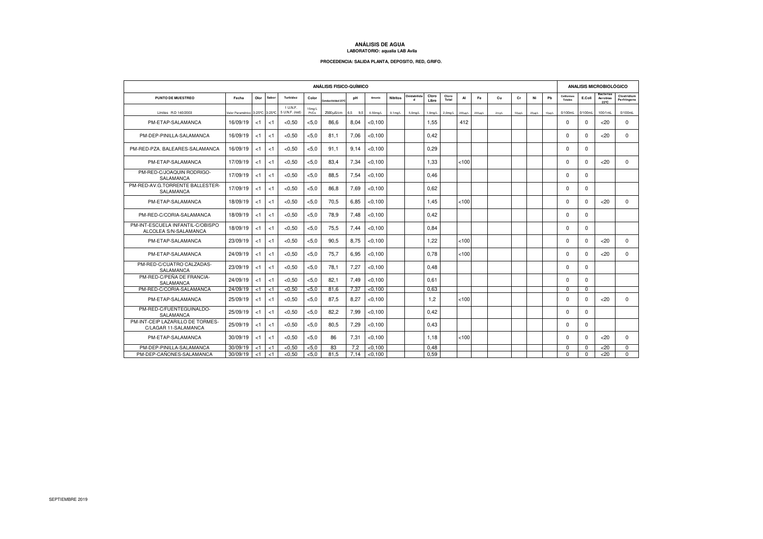# ANÁLISIS DE AGUA

**LABORATORIO: aqualia LAB Avila**

**PROCEDENCIA: SALIDA PLANTA, DEPOSITO, RED, GRIFO.**

| ANÁLISIS FISICO-QUÍMICO | | | | | | | | | | | | | | | | | | | | | | ANALISIS MICROBIOLÓGICO | | | |
|---|---|---|---|---|---|---|---|---|---|---|---|---|---|---|---|---|---|---|---|---|---|---|---|---|---|
| PUNTO DE MUESTREO | Fecha | Olor | Sabor | Turbidez | Color | Conductividad 20ºC | pH | Amonio | Nitritos | Oxidabilidad | Cloro Libre | Cloro Total | Al | Fe | Cu | Cr | Ni | Pb | Coliformes Totales | E.Coli | Bacterias Aerobias 22ºC | Clostridium Perfringens |
| Limites R.D 140/2003 | Valor Paramétrico | 3-25ºC | 3-25ºC | 1 U.N.F. 5 U.N.F. (red) | 15mg/L Pt/Co | 2500µS/cm | 6,5 9,5 | 0,50mg/L | 0,1mg/L | 5,0mg/L | 1,0mg/L | 2,0mg/L | 200µg/L | 200µg/L | 2mg/L | 50µg/L | 20µg/L | 10µg/L | 0/100mL | 0/100mL | 100/1mL | 0/100mL |
| PM-ETAP-SALAMANCA | 16/09/19 | <1 | <1 | <0,50 | <5,0 | 86,6 | 8,04 | <0,100 | | | 1,55 | | 412 | | | | | | 0 | 0 | <20 | 0 |
| PM-DEP-PINILLA-SALAMANCA | 16/09/19 | <1 | <1 | <0,50 | <5,0 | 81,1 | 7,06 | <0,100 | | | 0,42 | | | | | | | | 0 | 0 | <20 | 0 |
| PM-RED-PZA. BALEARES-SALAMANCA | 16/09/19 | <1 | <1 | <0,50 | <5,0 | 91,1 | 9,14 | <0,100 | | | 0,29 | | | | | | | | 0 | 0 | | |
| PM-ETAP-SALAMANCA | 17/09/19 | <1 | <1 | <0,50 | <5,0 | 83,4 | 7,34 | <0,100 | | | 1,33 | | <100 | | | | | | 0 | 0 | <20 | 0 |
| PM-RED-C/JOAQUIN RODRIGO-SALAMANCA | 17/09/19 | <1 | <1 | <0,50 | <5,0 | 88,5 | 7,54 | <0,100 | | | 0,46 | | | | | | | | 0 | 0 | | |
| PM-RED-AV.G.TORRENTE BALLESTER-SALAMANCA | 17/09/19 | <1 | <1 | <0,50 | <5,0 | 86,8 | 7,69 | <0,100 | | | 0,62 | | | | | | | | 0 | 0 | | |
| PM-ETAP-SALAMANCA | 18/09/19 | <1 | <1 | <0,50 | <5,0 | 70,5 | 6,85 | <0,100 | | | 1,45 | | <100 | | | | | | 0 | 0 | <20 | 0 |
| PM-RED-C/CORIA-SALAMANCA | 18/09/19 | <1 | <1 | <0,50 | <5,0 | 78,9 | 7,48 | <0,100 | | | 0,42 | | | | | | | | 0 | 0 | | |
| PM-INT-ESCUELA INFANTIL-C/OBISPO ALCOLEA S/N-SALAMANCA | 18/09/19 | <1 | <1 | <0,50 | <5,0 | 75,5 | 7,44 | <0,100 | | | 0,84 | | | | | | | | 0 | 0 | | |
| PM-ETAP-SALAMANCA | 23/09/19 | <1 | <1 | <0,50 | <5,0 | 90,5 | 8,75 | <0,100 | | | 1,22 | | <100 | | | | | | 0 | 0 | <20 | 0 |
| PM-ETAP-SALAMANCA | 24/09/19 | <1 | <1 | <0,50 | <5,0 | 75,7 | 6,95 | <0,100 | | | 0,78 | | <100 | | | | | | 0 | 0 | <20 | 0 |
| PM-RED-C/CUATRO CALZADAS-SALAMANCA | 23/09/19 | <1 | <1 | <0,50 | <5,0 | 78,1 | 7,27 | <0,100 | | | 0,48 | | | | | | | | 0 | 0 | | |
| PM-RED-C/PEÑA DE FRANCIA-SALAMANCA | 24/09/19 | <1 | <1 | <0,50 | <5,0 | 82,1 | 7,49 | <0,100 | | | 0,61 | | | | | | | | 0 | 0 | | |
| PM-RED-C/CORIA-SALAMANCA | 24/09/19 | <1 | <1 | <0,50 | <5,0 | 81,6 | 7,37 | <0,100 | | | 0,63 | | | | | | | | 0 | 0 | | |
| PM-ETAP-SALAMANCA | 25/09/19 | <1 | <1 | <0,50 | <5,0 | 87,5 | 8,27 | <0,100 | | | 1,2 | | <100 | | | | | | 0 | 0 | <20 | 0 |
| PM-RED-C/FUENTEGUINALDO-SALAMANCA | 25/09/19 | <1 | <1 | <0,50 | <5,0 | 82,2 | 7,99 | <0,100 | | | 0,42 | | | | | | | | 0 | 0 | | |
| PM-INT-CEIP LAZARILLO DE TORMES-C/LAGAR 11-SALAMANCA | 25/09/19 | <1 | <1 | <0,50 | <5,0 | 80,5 | 7,29 | <0,100 | | | 0,43 | | | | | | | | 0 | 0 | | |
| PM-ETAP-SALAMANCA | 30/09/19 | <1 | <1 | <0,50 | <5,0 | 86 | 7,31 | <0,100 | | | 1,18 | | <100 | | | | | | 0 | 0 | <20 | 0 |
| PM-DEP-PINILLA-SALAMANCA | 30/09/19 | <1 | <1 | <0,50 | <5,0 | 83 | 7,2 | <0,100 | | | 0,48 | | | | | | | | 0 | 0 | <20 | 0 |
| PM-DEP-CAÑONES-SALAMANCA | 30/09/19 | <1 | <1 | <0,50 | <5,0 | 81,5 | 7,14 | <0,100 | | | 0,59 | | | | | | | | 0 | 0 | <20 | 0 |

SEPTIEMBRE 2019